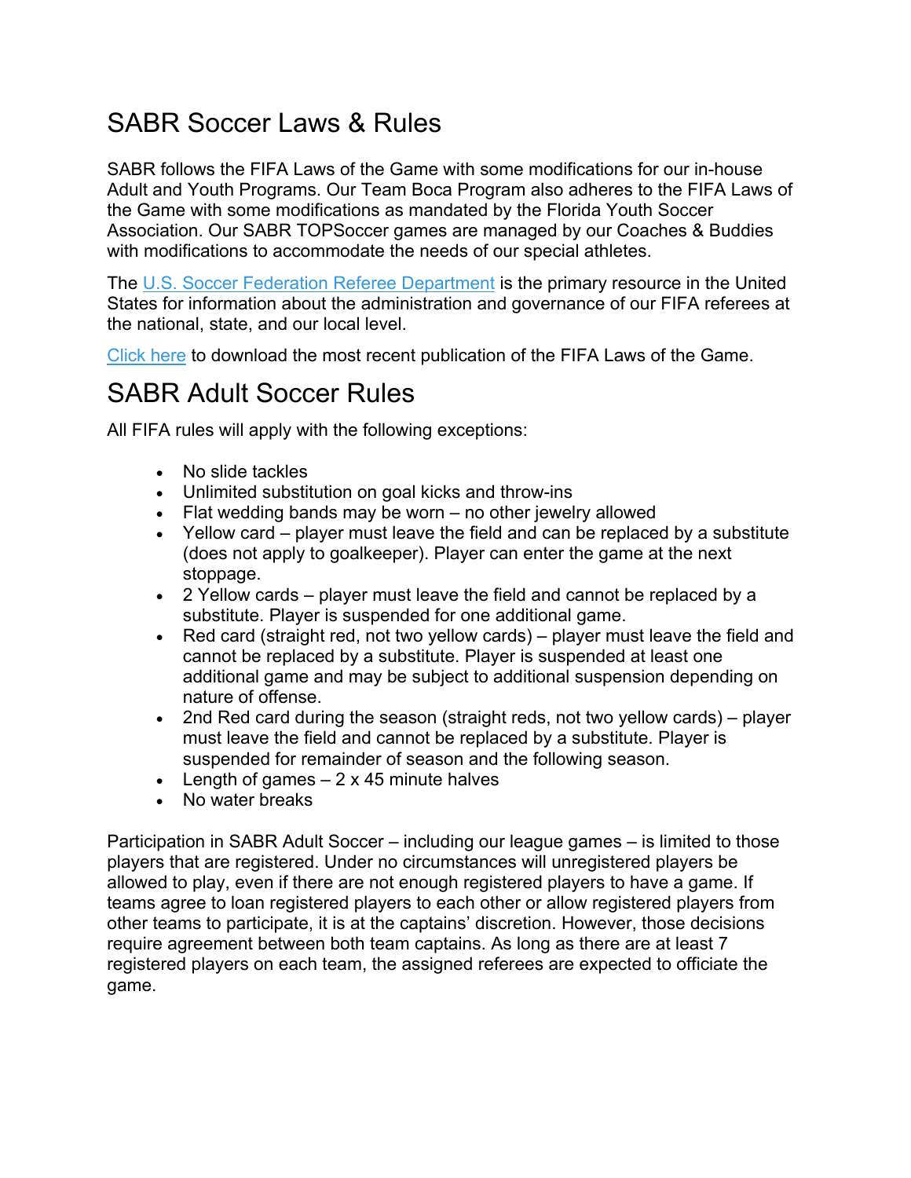# SABR Soccer Laws & Rules

SABR follows the FIFA Laws of the Game with some modifications for our in-house Adult and Youth Programs. Our Team Boca Program also adheres to the FIFA Laws of the Game with some modifications as mandated by the Florida Youth Soccer Association. Our SABR TOPSoccer games are managed by our Coaches & Buddies with modifications to accommodate the needs of our special athletes.

The [U.S. Soccer Federation Referee Department]() is the primary resource in the United States for information about the administration and governance of our FIFA referees at the national, state, and our local level.

[Click here]() to download the most recent publication of the FIFA Laws of the Game.

# SABR Adult Soccer Rules

All FIFA rules will apply with the following exceptions:

- No slide tackles
- Unlimited substitution on goal kicks and throw-ins
- Flat wedding bands may be worn – no other jewelry allowed
- Yellow card – player must leave the field and can be replaced by a substitute (does not apply to goalkeeper). Player can enter the game at the next stoppage.
- 2 Yellow cards – player must leave the field and cannot be replaced by a substitute. Player is suspended for one additional game.
- Red card (straight red, not two yellow cards) – player must leave the field and cannot be replaced by a substitute. Player is suspended at least one additional game and may be subject to additional suspension depending on nature of offense.
- 2nd Red card during the season (straight reds, not two yellow cards) – player must leave the field and cannot be replaced by a substitute. Player is suspended for remainder of season and the following season.
- Length of games – 2 x 45 minute halves
- No water breaks

Participation in SABR Adult Soccer – including our league games – is limited to those players that are registered. Under no circumstances will unregistered players be allowed to play, even if there are not enough registered players to have a game. If teams agree to loan registered players to each other or allow registered players from other teams to participate, it is at the captains' discretion. However, those decisions require agreement between both team captains. As long as there are at least 7 registered players on each team, the assigned referees are expected to officiate the game.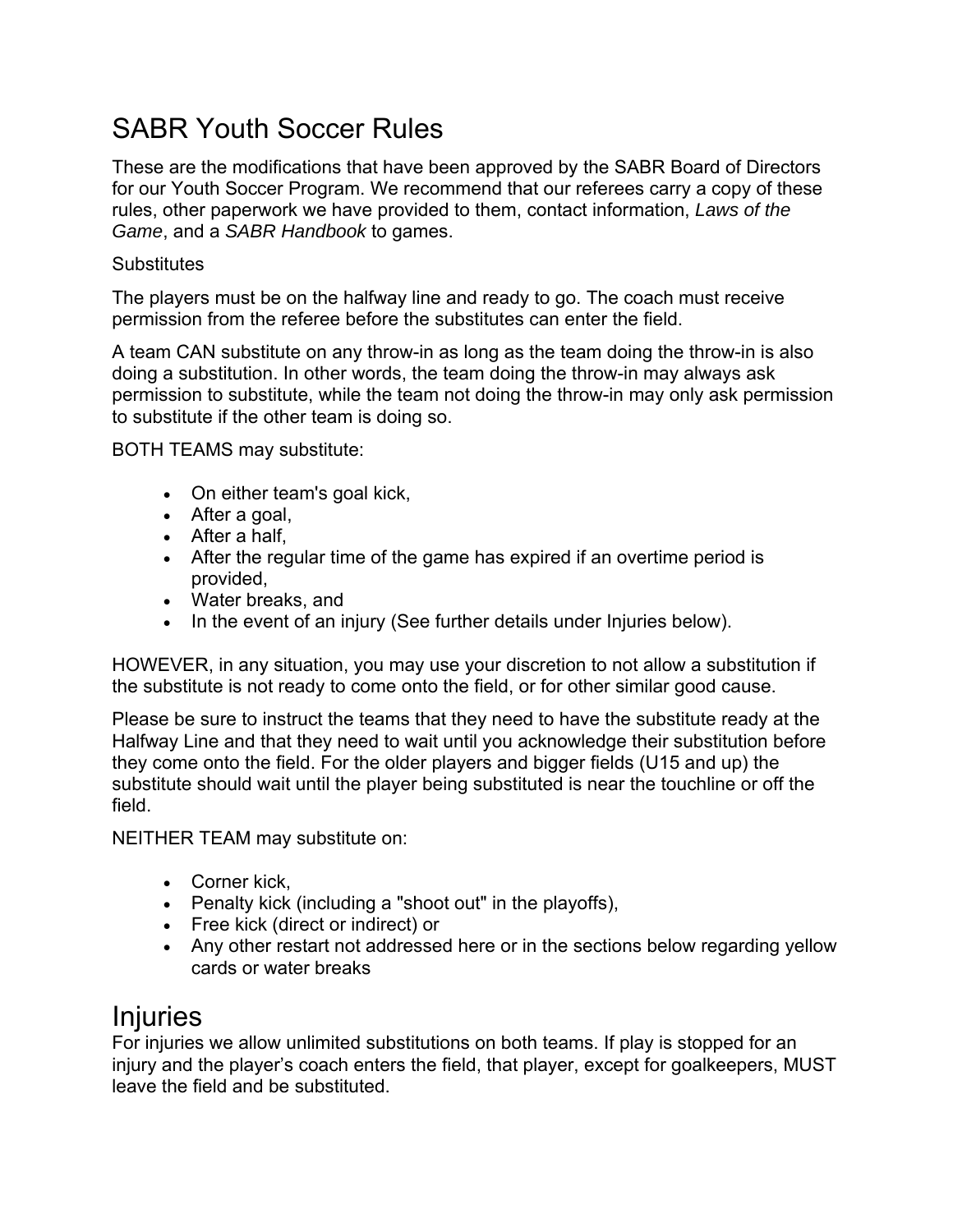# SABR Youth Soccer Rules

These are the modifications that have been approved by the SABR Board of Directors for our Youth Soccer Program. We recommend that our referees carry a copy of these rules, other paperwork we have provided to them, contact information, *Laws of the Game*, and a *SABR Handbook* to games.

Substitutes

The players must be on the halfway line and ready to go. The coach must receive permission from the referee before the substitutes can enter the field.

A team CAN substitute on any throw-in as long as the team doing the throw-in is also doing a substitution. In other words, the team doing the throw-in may always ask permission to substitute, while the team not doing the throw-in may only ask permission to substitute if the other team is doing so.

BOTH TEAMS may substitute:

- On either team's goal kick,
- After a goal,
- After a half,
- After the regular time of the game has expired if an overtime period is provided,
- Water breaks, and
- In the event of an injury (See further details under Injuries below).

HOWEVER, in any situation, you may use your discretion to not allow a substitution if the substitute is not ready to come onto the field, or for other similar good cause.

Please be sure to instruct the teams that they need to have the substitute ready at the Halfway Line and that they need to wait until you acknowledge their substitution before they come onto the field. For the older players and bigger fields (U15 and up) the substitute should wait until the player being substituted is near the touchline or off the field.

NEITHER TEAM may substitute on:

- Corner kick,
- Penalty kick (including a "shoot out" in the playoffs),
- Free kick (direct or indirect) or
- Any other restart not addressed here or in the sections below regarding yellow cards or water breaks

## Injuries

For injuries we allow unlimited substitutions on both teams. If play is stopped for an injury and the player's coach enters the field, that player, except for goalkeepers, MUST leave the field and be substituted.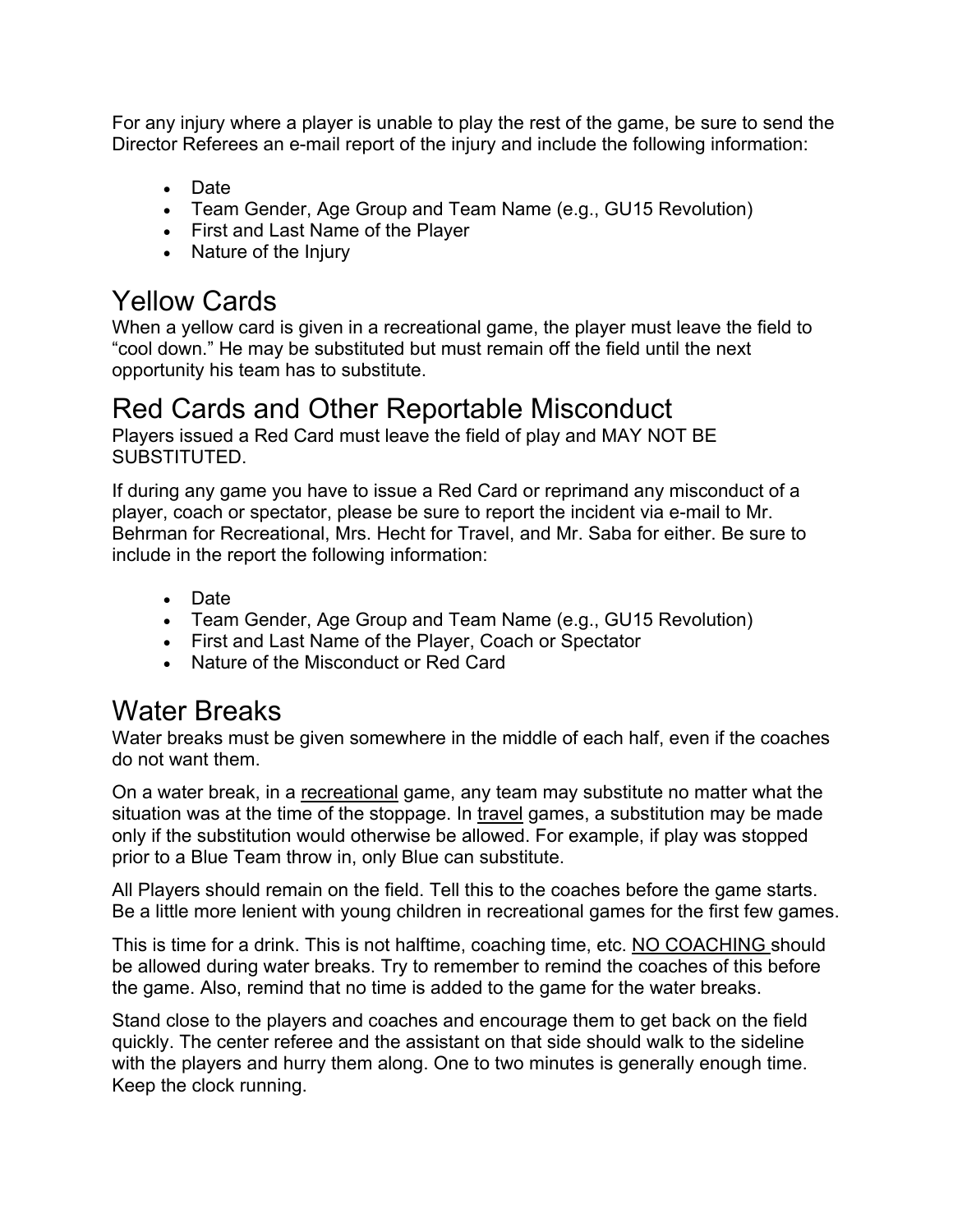For any injury where a player is unable to play the rest of the game, be sure to send the Director Referees an e-mail report of the injury and include the following information:

- Date
- Team Gender, Age Group and Team Name (e.g., GU15 Revolution)
- First and Last Name of the Player
- Nature of the Injury

## Yellow Cards

When a yellow card is given in a recreational game, the player must leave the field to "cool down." He may be substituted but must remain off the field until the next opportunity his team has to substitute.

## Red Cards and Other Reportable Misconduct

Players issued a Red Card must leave the field of play and MAY NOT BE SUBSTITUTED.

If during any game you have to issue a Red Card or reprimand any misconduct of a player, coach or spectator, please be sure to report the incident via e-mail to Mr. Behrman for Recreational, Mrs. Hecht for Travel, and Mr. Saba for either. Be sure to include in the report the following information:

- Date
- Team Gender, Age Group and Team Name (e.g., GU15 Revolution)
- First and Last Name of the Player, Coach or Spectator
- Nature of the Misconduct or Red Card

## Water Breaks

Water breaks must be given somewhere in the middle of each half, even if the coaches do not want them.

On a water break, in a recreational game, any team may substitute no matter what the situation was at the time of the stoppage. In travel games, a substitution may be made only if the substitution would otherwise be allowed. For example, if play was stopped prior to a Blue Team throw in, only Blue can substitute.

All Players should remain on the field. Tell this to the coaches before the game starts. Be a little more lenient with young children in recreational games for the first few games.

This is time for a drink. This is not halftime, coaching time, etc. NO COACHING should be allowed during water breaks. Try to remember to remind the coaches of this before the game. Also, remind that no time is added to the game for the water breaks.

Stand close to the players and coaches and encourage them to get back on the field quickly. The center referee and the assistant on that side should walk to the sideline with the players and hurry them along. One to two minutes is generally enough time. Keep the clock running.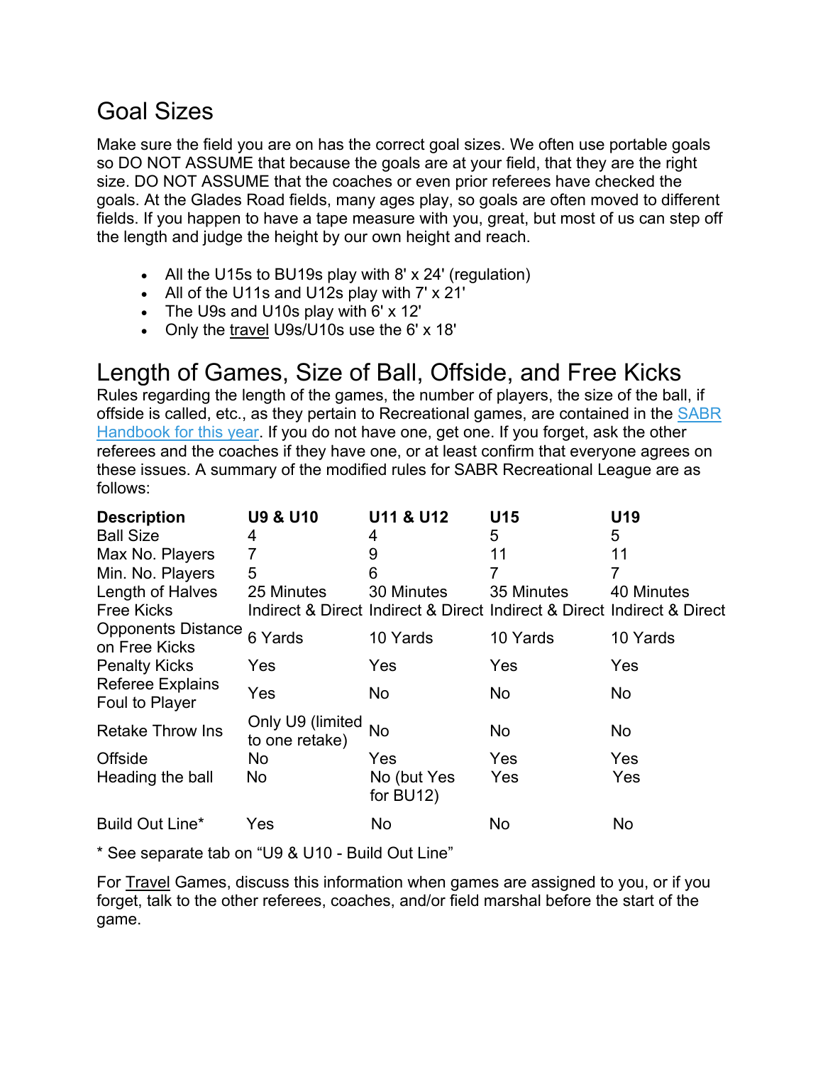## Goal Sizes

Make sure the field you are on has the correct goal sizes. We often use portable goals so DO NOT ASSUME that because the goals are at your field, that they are the right size. DO NOT ASSUME that the coaches or even prior referees have checked the goals. At the Glades Road fields, many ages play, so goals are often moved to different fields. If you happen to have a tape measure with you, great, but most of us can step off the length and judge the height by our own height and reach.

- All the U15s to BU19s play with 8' x 24' (regulation)
- All of the U11s and U12s play with 7' x 21'
- The U9s and U10s play with 6' x 12'
- Only the travel U9s/U10s use the 6' x 18'

## Length of Games, Size of Ball, Offside, and Free Kicks

Rules regarding the length of the games, the number of players, the size of the ball, if offside is called, etc., as they pertain to Recreational games, are contained in the SABR Handbook for this year. If you do not have one, get one. If you forget, ask the other referees and the coaches if they have one, or at least confirm that everyone agrees on these issues. A summary of the modified rules for SABR Recreational League are as follows:

| Description | U9 & U10 | U11 & U12 | U15 | U19 |
|---|---|---|---|---|
| Ball Size | 4 | 4 | 5 | 5 |
| Max No. Players | 7 | 9 | 11 | 11 |
| Min. No. Players | 5 | 6 | 7 | 7 |
| Length of Halves | 25 Minutes | 30 Minutes | 35 Minutes | 40 Minutes |
| Free Kicks | Indirect & Direct | Indirect & Direct | Indirect & Direct | Indirect & Direct |
| Opponents Distance on Free Kicks | 6 Yards | 10 Yards | 10 Yards | 10 Yards |
| Penalty Kicks | Yes | Yes | Yes | Yes |
| Referee Explains Foul to Player | Yes | No | No | No |
| Retake Throw Ins | Only U9 (limited to one retake) | No | No | No |
| Offside | No | Yes | Yes | Yes |
| Heading the ball | No | No (but Yes for BU12) | Yes | Yes |
| Build Out Line* | Yes | No | No | No |

* See separate tab on “U9 & U10 - Build Out Line”

For Travel Games, discuss this information when games are assigned to you, or if you forget, talk to the other referees, coaches, and/or field marshal before the start of the game.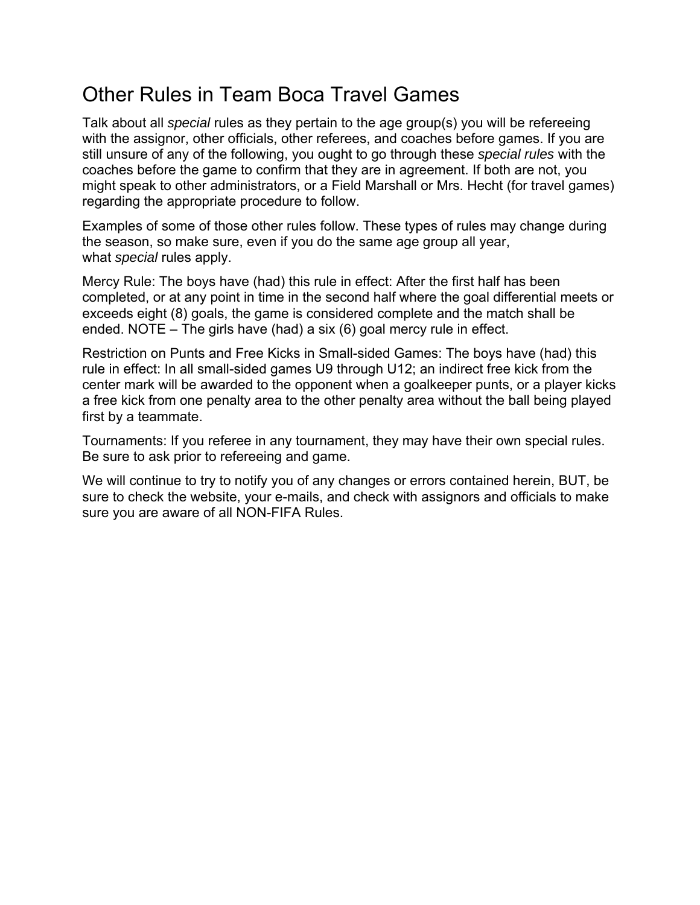# Other Rules in Team Boca Travel Games

Talk about all *special* rules as they pertain to the age group(s) you will be refereeing with the assignor, other officials, other referees, and coaches before games. If you are still unsure of any of the following, you ought to go through these *special rules* with the coaches before the game to confirm that they are in agreement. If both are not, you might speak to other administrators, or a Field Marshall or Mrs. Hecht (for travel games) regarding the appropriate procedure to follow.

Examples of some of those other rules follow. These types of rules may change during the season, so make sure, even if you do the same age group all year, what *special* rules apply.

Mercy Rule: The boys have (had) this rule in effect: After the first half has been completed, or at any point in time in the second half where the goal differential meets or exceeds eight (8) goals, the game is considered complete and the match shall be ended. NOTE – The girls have (had) a six (6) goal mercy rule in effect.

Restriction on Punts and Free Kicks in Small-sided Games: The boys have (had) this rule in effect: In all small-sided games U9 through U12; an indirect free kick from the center mark will be awarded to the opponent when a goalkeeper punts, or a player kicks a free kick from one penalty area to the other penalty area without the ball being played first by a teammate.

Tournaments: If you referee in any tournament, they may have their own special rules. Be sure to ask prior to refereeing and game.

We will continue to try to notify you of any changes or errors contained herein, BUT, be sure to check the website, your e-mails, and check with assignors and officials to make sure you are aware of all NON-FIFA Rules.